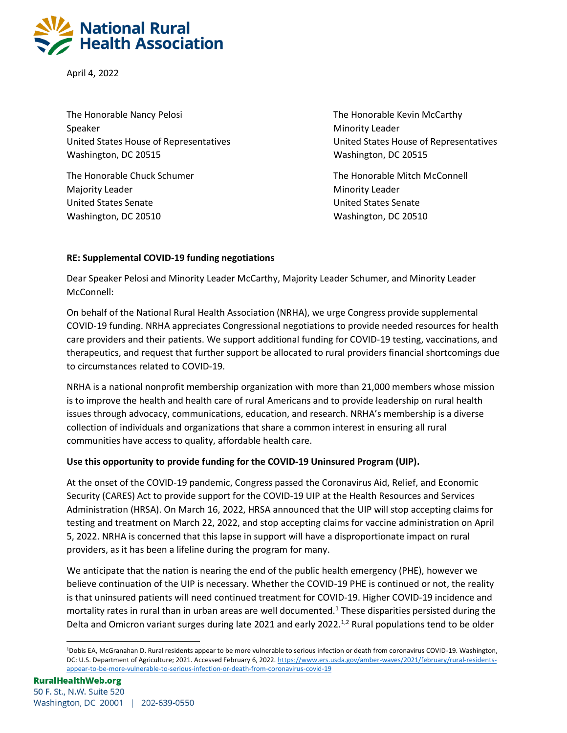# National Rural Health Association

April 4, 2022

The Honorable Nancy Pelosi
Speaker
United States House of Representatives
Washington, DC 20515

The Honorable Kevin McCarthy
Minority Leader
United States House of Representatives
Washington, DC 20515

The Honorable Chuck Schumer
Majority Leader
United States Senate
Washington, DC 20510

The Honorable Mitch McConnell
Minority Leader
United States Senate
Washington, DC 20510

**RE: Supplemental COVID-19 funding negotiations**

Dear Speaker Pelosi and Minority Leader McCarthy, Majority Leader Schumer, and Minority Leader McConnell:

On behalf of the National Rural Health Association (NRHA), we urge Congress provide supplemental COVID-19 funding. NRHA appreciates Congressional negotiations to provide needed resources for health care providers and their patients. We support additional funding for COVID-19 testing, vaccinations, and therapeutics, and request that further support be allocated to rural providers financial shortcomings due to circumstances related to COVID-19.

NRHA is a national nonprofit membership organization with more than 21,000 members whose mission is to improve the health and health care of rural Americans and to provide leadership on rural health issues through advocacy, communications, education, and research. NRHA's membership is a diverse collection of individuals and organizations that share a common interest in ensuring all rural communities have access to quality, affordable health care.

**Use this opportunity to provide funding for the COVID-19 Uninsured Program (UIP).**

At the onset of the COVID-19 pandemic, Congress passed the Coronavirus Aid, Relief, and Economic Security (CARES) Act to provide support for the COVID-19 UIP at the Health Resources and Services Administration (HRSA). On March 16, 2022, HRSA announced that the UIP will stop accepting claims for testing and treatment on March 22, 2022, and stop accepting claims for vaccine administration on April 5, 2022. NRHA is concerned that this lapse in support will have a disproportionate impact on rural providers, as it has been a lifeline during the program for many.

We anticipate that the nation is nearing the end of the public health emergency (PHE), however we believe continuation of the UIP is necessary. Whether the COVID-19 PHE is continued or not, the reality is that uninsured patients will need continued treatment for COVID-19. Higher COVID-19 incidence and mortality rates in rural than in urban areas are well documented.[1] These disparities persisted during the Delta and Omicron variant surges during late 2021 and early 2022.[1,2] Rural populations tend to be older

[1] Dobis EA, McGranahan D. Rural residents appear to be more vulnerable to serious infection or death from coronavirus COVID-19. Washington, DC: U.S. Department of Agriculture; 2021. Accessed February 6, 2022. https://www.ers.usda.gov/amber-waves/2021/february/rural-residents-appear-to-be-more-vulnerable-to-serious-infection-or-death-from-coronavirus-covid-19

RuralHealthWeb.org
50 F. St., N.W. Suite 520
Washington, DC 20001 | 202-639-0550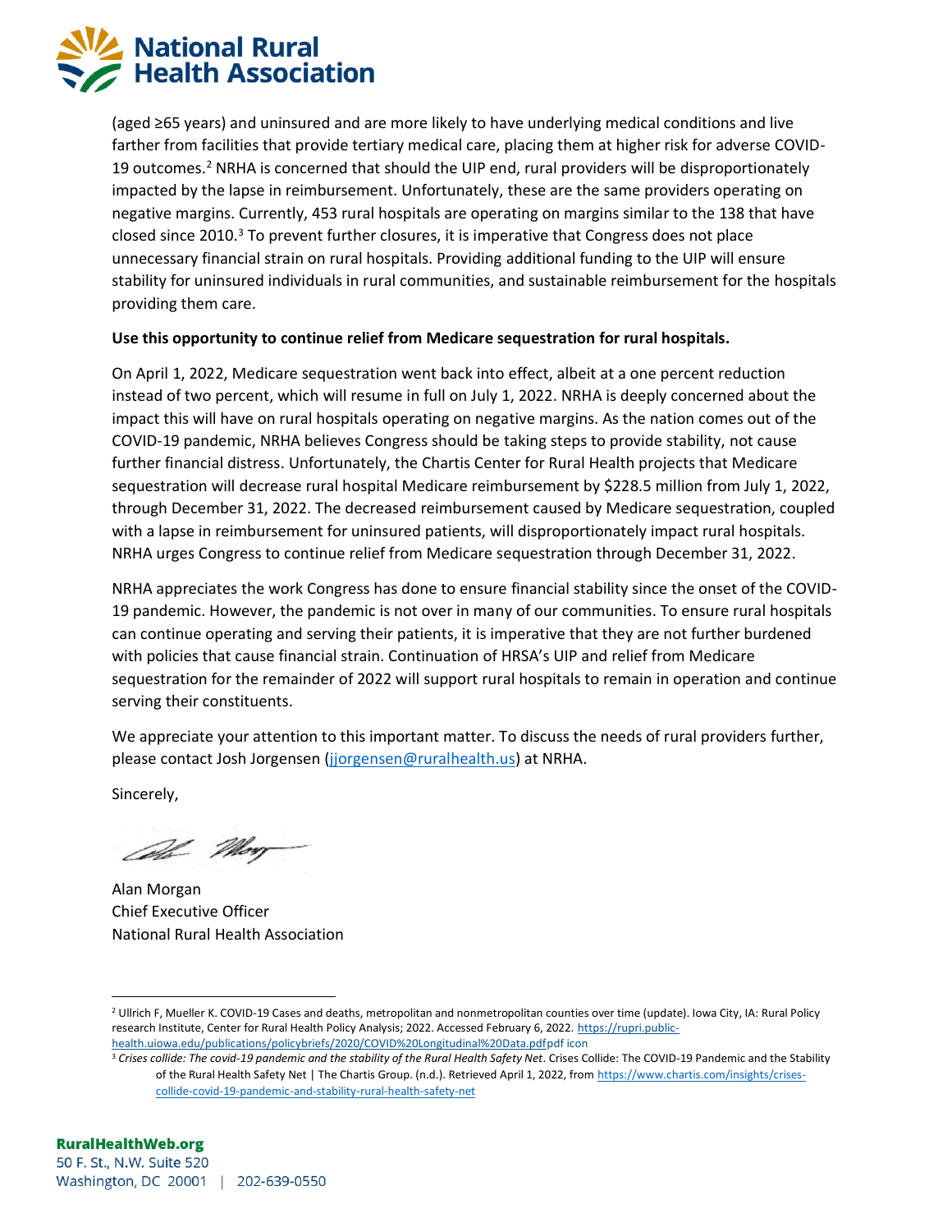(aged ≥65 years) and uninsured and are more likely to have underlying medical conditions and live farther from facilities that provide tertiary medical care, placing them at higher risk for adverse COVID-19 outcomes.[2] NRHA is concerned that should the UIP end, rural providers will be disproportionately impacted by the lapse in reimbursement. Unfortunately, these are the same providers operating on negative margins. Currently, 453 rural hospitals are operating on margins similar to the 138 that have closed since 2010.[3] To prevent further closures, it is imperative that Congress does not place unnecessary financial strain on rural hospitals. Providing additional funding to the UIP will ensure stability for uninsured individuals in rural communities, and sustainable reimbursement for the hospitals providing them care.

**Use this opportunity to continue relief from Medicare sequestration for rural hospitals.**

On April 1, 2022, Medicare sequestration went back into effect, albeit at a one percent reduction instead of two percent, which will resume in full on July 1, 2022. NRHA is deeply concerned about the impact this will have on rural hospitals operating on negative margins. As the nation comes out of the COVID-19 pandemic, NRHA believes Congress should be taking steps to provide stability, not cause further financial distress. Unfortunately, the Chartis Center for Rural Health projects that Medicare sequestration will decrease rural hospital Medicare reimbursement by $228.5 million from July 1, 2022, through December 31, 2022. The decreased reimbursement caused by Medicare sequestration, coupled with a lapse in reimbursement for uninsured patients, will disproportionately impact rural hospitals. NRHA urges Congress to continue relief from Medicare sequestration through December 31, 2022.

NRHA appreciates the work Congress has done to ensure financial stability since the onset of the COVID-19 pandemic. However, the pandemic is not over in many of our communities. To ensure rural hospitals can continue operating and serving their patients, it is imperative that they are not further burdened with policies that cause financial strain. Continuation of HRSA's UIP and relief from Medicare sequestration for the remainder of 2022 will support rural hospitals to remain in operation and continue serving their constituents.

We appreciate your attention to this important matter. To discuss the needs of rural providers further, please contact Josh Jorgensen (jjorgensen@ruralhealth.us) at NRHA.

Sincerely,

Alan Morgan
Chief Executive Officer
National Rural Health Association

---

[2] Ullrich F, Mueller K. COVID-19 Cases and deaths, metropolitan and nonmetropolitan counties over time (update). Iowa City, IA: Rural Policy research Institute, Center for Rural Health Policy Analysis; 2022. Accessed February 6, 2022. https://rupri.public-health.uiowa.edu/publications/policybriefs/2020/COVID%20Longitudinal%20Data.pdfpdf icon

[3] *Crises collide: The covid-19 pandemic and the stability of the Rural Health Safety Net*. Crises Collide: The COVID-19 Pandemic and the Stability of the Rural Health Safety Net | The Chartis Group. (n.d.). Retrieved April 1, 2022, from https://www.chartis.com/insights/crises-collide-covid-19-pandemic-and-stability-rural-health-safety-net